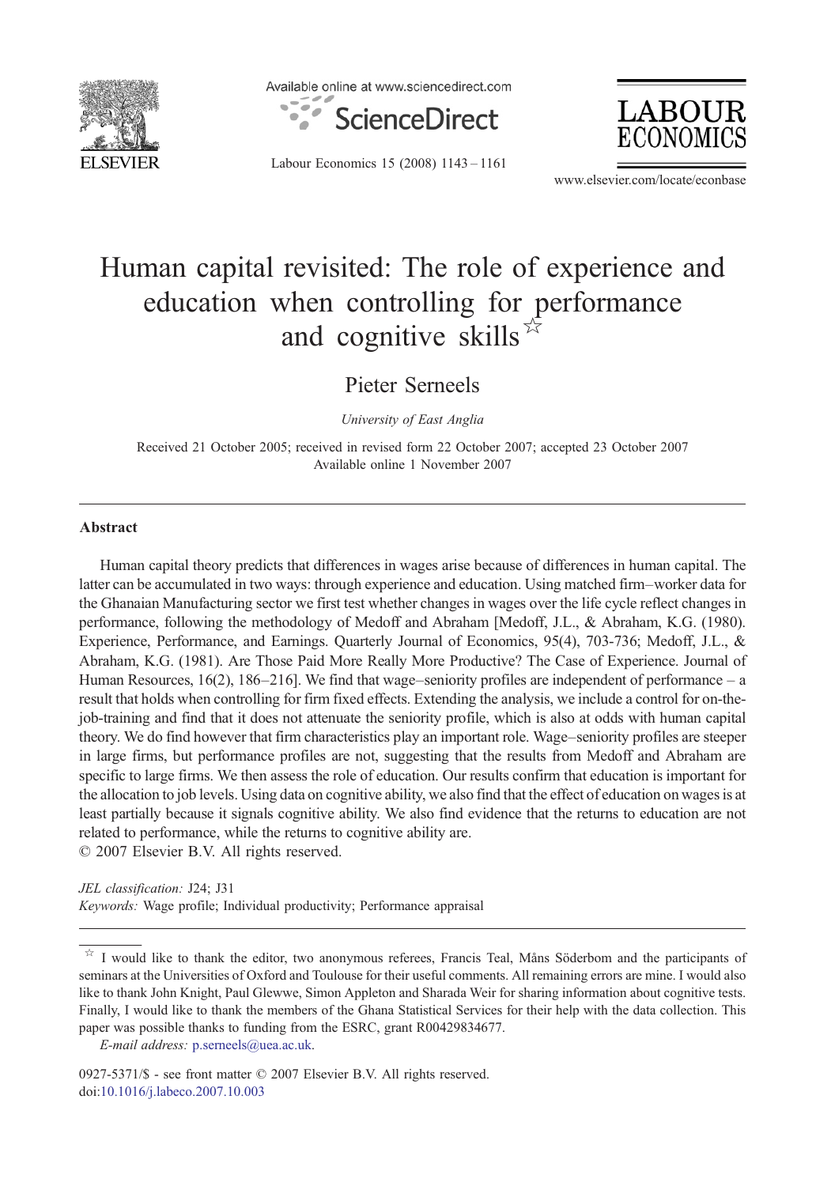# Human capital revisited: The role of experience and education when controlling for performance and cognitive skills ☆

Pieter Serneels

*University of East Anglia*

Received 21 October 2005; received in revised form 22 October 2007; accepted 23 October 2007
Available online 1 November 2007

## Abstract

Human capital theory predicts that differences in wages arise because of differences in human capital. The latter can be accumulated in two ways: through experience and education. Using matched firm–worker data for the Ghanaian Manufacturing sector we first test whether changes in wages over the life cycle reflect changes in performance, following the methodology of Medoff and Abraham [Medoff, J.L., & Abraham, K.G. (1980). Experience, Performance, and Earnings. Quarterly Journal of Economics, 95(4), 703-736; Medoff, J.L., & Abraham, K.G. (1981). Are Those Paid More Really More Productive? The Case of Experience. Journal of Human Resources, 16(2), 186–216]. We find that wage–seniority profiles are independent of performance – a result that holds when controlling for firm fixed effects. Extending the analysis, we include a control for on-the-job-training and find that it does not attenuate the seniority profile, which is also at odds with human capital theory. We do find however that firm characteristics play an important role. Wage–seniority profiles are steeper in large firms, but performance profiles are not, suggesting that the results from Medoff and Abraham are specific to large firms. We then assess the role of education. Our results confirm that education is important for the allocation to job levels. Using data on cognitive ability, we also find that the effect of education on wages is at least partially because it signals cognitive ability. We also find evidence that the returns to education are not related to performance, while the returns to cognitive ability are.

© 2007 Elsevier B.V. All rights reserved.

*JEL classification:* J24; J31

*Keywords:* Wage profile; Individual productivity; Performance appraisal

---

☆ I would like to thank the editor, two anonymous referees, Francis Teal, Måns Söderbom and the participants of seminars at the Universities of Oxford and Toulouse for their useful comments. All remaining errors are mine. I would also like to thank John Knight, Paul Glewwe, Simon Appleton and Sharada Weir for sharing information about cognitive tests. Finally, I would like to thank the members of the Ghana Statistical Services for their help with the data collection. This paper was possible thanks to funding from the ESRC, grant R00429834677.

*E-mail address:* p.serneels@uea.ac.uk.

0927-5371/$ - see front matter © 2007 Elsevier B.V. All rights reserved.
doi:10.1016/j.labeco.2007.10.003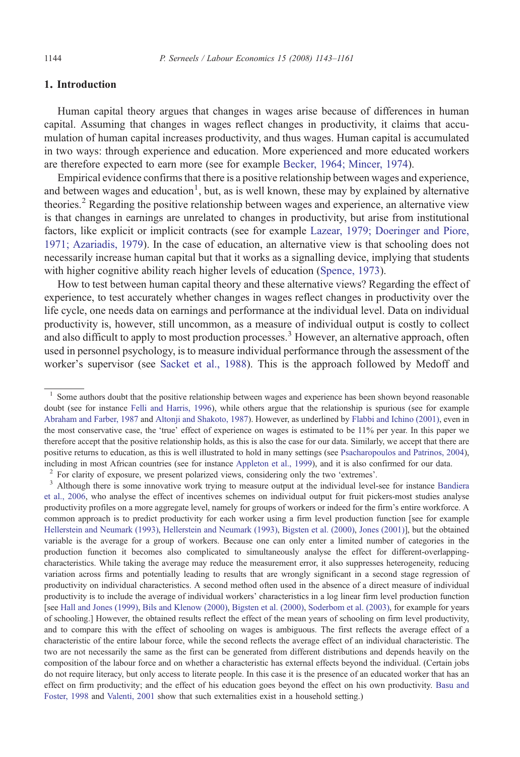## 1. Introduction

Human capital theory argues that changes in wages arise because of differences in human capital. Assuming that changes in wages reflect changes in productivity, it claims that accumulation of human capital increases productivity, and thus wages. Human capital is accumulated in two ways: through experience and education. More experienced and more educated workers are therefore expected to earn more (see for example Becker, 1964; Mincer, 1974).

Empirical evidence confirms that there is a positive relationship between wages and experience, and between wages and education[1], but, as is well known, these may by explained by alternative theories.[2] Regarding the positive relationship between wages and experience, an alternative view is that changes in earnings are unrelated to changes in productivity, but arise from institutional factors, like explicit or implicit contracts (see for example Lazear, 1979; Doeringer and Piore, 1971; Azariadis, 1979). In the case of education, an alternative view is that schooling does not necessarily increase human capital but that it works as a signalling device, implying that students with higher cognitive ability reach higher levels of education (Spence, 1973).

How to test between human capital theory and these alternative views? Regarding the effect of experience, to test accurately whether changes in wages reflect changes in productivity over the life cycle, one needs data on earnings and performance at the individual level. Data on individual productivity is, however, still uncommon, as a measure of individual output is costly to collect and also difficult to apply to most production processes.[3] However, an alternative approach, often used in personnel psychology, is to measure individual performance through the assessment of the worker's supervisor (see Sacket et al., 1988). This is the approach followed by Medoff and

---

[1] Some authors doubt that the positive relationship between wages and experience has been shown beyond reasonable doubt (see for instance Felli and Harris, 1996), while others argue that the relationship is spurious (see for example Abraham and Farber, 1987 and Altonji and Shakoto, 1987). However, as underlined by Flabbi and Ichino (2001), even in the most conservative case, the 'true' effect of experience on wages is estimated to be 11% per year. In this paper we therefore accept that the positive relationship holds, as this is also the case for our data. Similarly, we accept that there are positive returns to education, as this is well illustrated to hold in many settings (see Psacharopoulos and Patrinos, 2004), including in most African countries (see for instance Appleton et al., 1999), and it is also confirmed for our data.

[2] For clarity of exposure, we present polarized views, considering only the two 'extremes'.

[3] Although there is some innovative work trying to measure output at the individual level-see for instance Bandiera et al., 2006, who analyse the effect of incentives schemes on individual output for fruit pickers-most studies analyse productivity profiles on a more aggregate level, namely for groups of workers or indeed for the firm's entire workforce. A common approach is to predict productivity for each worker using a firm level production function [see for example Hellerstein and Neumark (1993), Hellerstein and Neumark (1993), Bigsten et al. (2000), Jones (2001)], but the obtained variable is the average for a group of workers. Because one can only enter a limited number of categories in the production function it becomes also complicated to simultaneously analyse the effect for different-overlapping-characteristics. While taking the average may reduce the measurement error, it also suppresses heterogeneity, reducing variation across firms and potentially leading to results that are wrongly significant in a second stage regression of productivity on individual characteristics. A second method often used in the absence of a direct measure of individual productivity is to include the average of individual workers' characteristics in a log linear firm level production function [see Hall and Jones (1999), Bils and Klenow (2000), Bigsten et al. (2000), Soderbom et al. (2003), for example for years of schooling.] However, the obtained results reflect the effect of the mean years of schooling on firm level productivity, and to compare this with the effect of schooling on wages is ambiguous. The first reflects the average effect of a characteristic of the entire labour force, while the second reflects the average effect of an individual characteristic. The two are not necessarily the same as the first can be generated from different distributions and depends heavily on the composition of the labour force and on whether a characteristic has external effects beyond the individual. (Certain jobs do not require literacy, but only access to literate people. In this case it is the presence of an educated worker that has an effect on firm productivity; and the effect of his education goes beyond the effect on his own productivity. Basu and Foster, 1998 and Valenti, 2001 show that such externalities exist in a household setting.)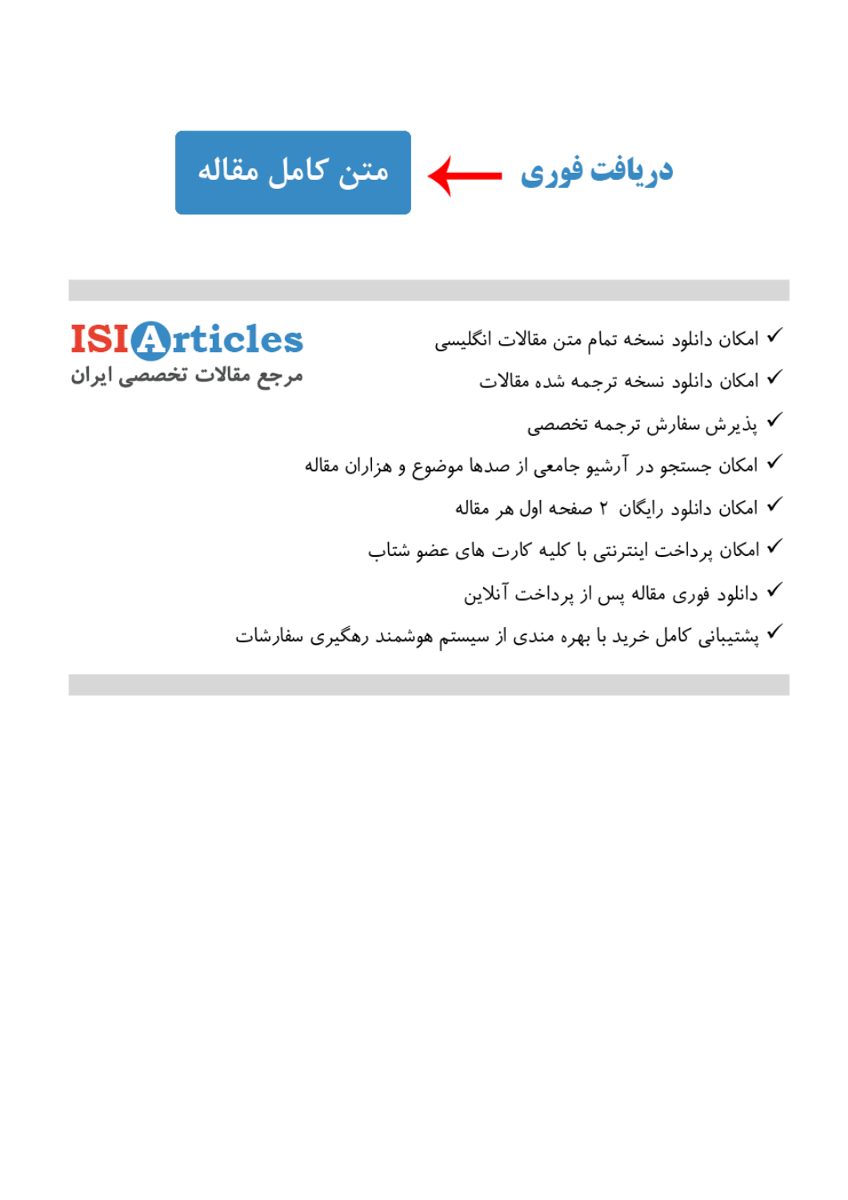دریافت فوری ← متن کامل مقاله

**ISIArticles**
مرجع مقالات تخصصی ایران

- ✓ امکان دانلود نسخه تمام متن مقالات انگلیسی
- ✓ امکان دانلود نسخه ترجمه شده مقالات
- ✓ پذیرش سفارش ترجمه تخصصی
- ✓ امکان جستجو در آرشیو جامعی از صدها موضوع و هزاران مقاله
- ✓ امکان دانلود رایگان ۲ صفحه اول هر مقاله
- ✓ امکان پرداخت اینترنتی با کلیه کارت های عضو شتاب
- ✓ دانلود فوری مقاله پس از پرداخت آنلاین
- ✓ پشتیبانی کامل خرید با بهره مندی از سیستم هوشمند رهگیری سفارشات